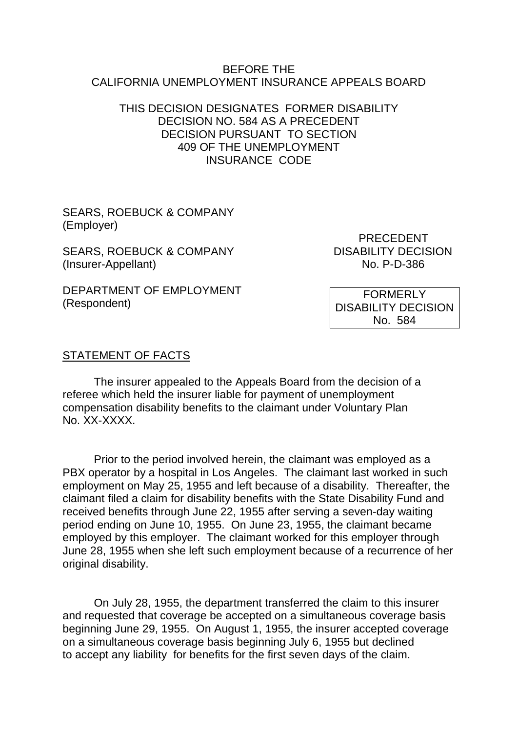BEFORE THE
CALIFORNIA UNEMPLOYMENT INSURANCE APPEALS BOARD

THIS DECISION DESIGNATES FORMER DISABILITY DECISION NO. 584 AS A PRECEDENT DECISION PURSUANT TO SECTION 409 OF THE UNEMPLOYMENT INSURANCE CODE

SEARS, ROEBUCK & COMPANY
(Employer)

SEARS, ROEBUCK & COMPANY
(Insurer-Appellant)

DEPARTMENT OF EMPLOYMENT
(Respondent)

PRECEDENT
DISABILITY DECISION
No. P-D-386

FORMERLY
DISABILITY DECISION
No. 584

## STATEMENT OF FACTS

The insurer appealed to the Appeals Board from the decision of a referee which held the insurer liable for payment of unemployment compensation disability benefits to the claimant under Voluntary Plan No. XX-XXXX.

Prior to the period involved herein, the claimant was employed as a PBX operator by a hospital in Los Angeles. The claimant last worked in such employment on May 25, 1955 and left because of a disability. Thereafter, the claimant filed a claim for disability benefits with the State Disability Fund and received benefits through June 22, 1955 after serving a seven-day waiting period ending on June 10, 1955. On June 23, 1955, the claimant became employed by this employer. The claimant worked for this employer through June 28, 1955 when she left such employment because of a recurrence of her original disability.

On July 28, 1955, the department transferred the claim to this insurer and requested that coverage be accepted on a simultaneous coverage basis beginning June 29, 1955. On August 1, 1955, the insurer accepted coverage on a simultaneous coverage basis beginning July 6, 1955 but declined to accept any liability for benefits for the first seven days of the claim.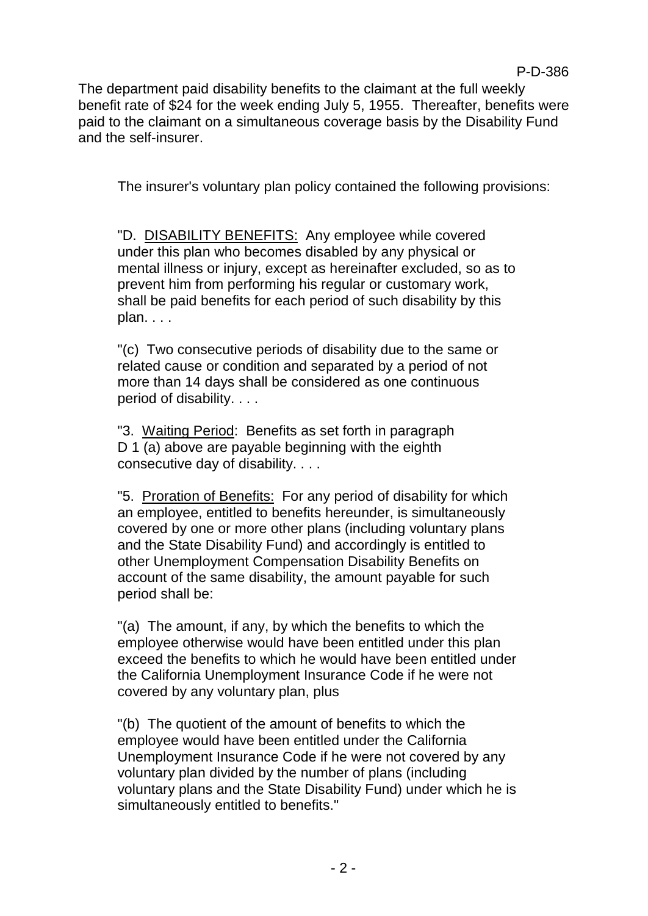The department paid disability benefits to the claimant at the full weekly benefit rate of $24 for the week ending July 5, 1955. Thereafter, benefits were paid to the claimant on a simultaneous coverage basis by the Disability Fund and the self-insurer.

The insurer's voluntary plan policy contained the following provisions:

> "D. DISABILITY BENEFITS: Any employee while covered under this plan who becomes disabled by any physical or mental illness or injury, except as hereinafter excluded, so as to prevent him from performing his regular or customary work, shall be paid benefits for each period of such disability by this plan. . . .
>
> "(c) Two consecutive periods of disability due to the same or related cause or condition and separated by a period of not more than 14 days shall be considered as one continuous period of disability. . . .
>
> "3. Waiting Period: Benefits as set forth in paragraph D 1 (a) above are payable beginning with the eighth consecutive day of disability. . . .
>
> "5. Proration of Benefits: For any period of disability for which an employee, entitled to benefits hereunder, is simultaneously covered by one or more other plans (including voluntary plans and the State Disability Fund) and accordingly is entitled to other Unemployment Compensation Disability Benefits on account of the same disability, the amount payable for such period shall be:
>
> "(a) The amount, if any, by which the benefits to which the employee otherwise would have been entitled under this plan exceed the benefits to which he would have been entitled under the California Unemployment Insurance Code if he were not covered by any voluntary plan, plus
>
> "(b) The quotient of the amount of benefits to which the employee would have been entitled under the California Unemployment Insurance Code if he were not covered by any voluntary plan divided by the number of plans (including voluntary plans and the State Disability Fund) under which he is simultaneously entitled to benefits."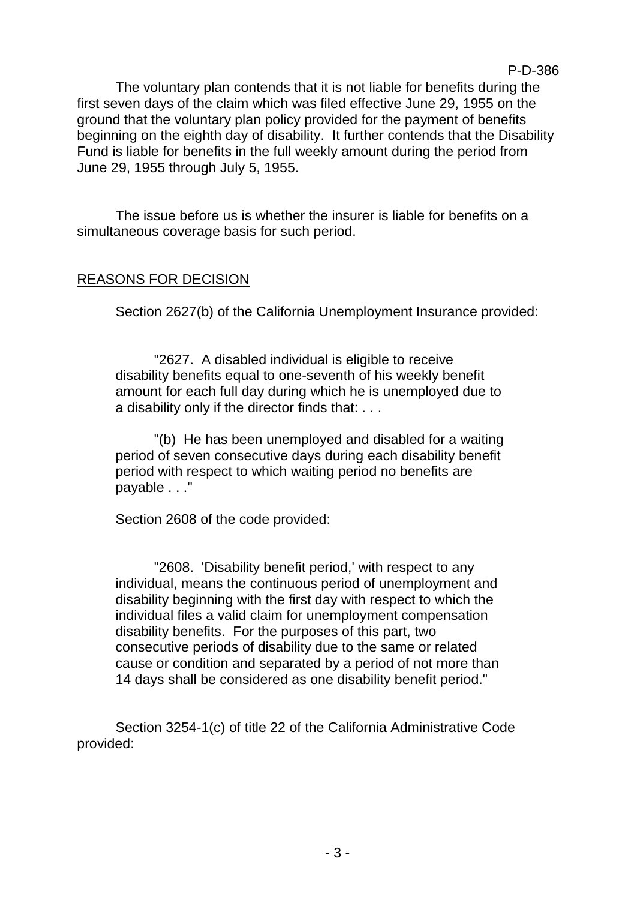The voluntary plan contends that it is not liable for benefits during the first seven days of the claim which was filed effective June 29, 1955 on the ground that the voluntary plan policy provided for the payment of benefits beginning on the eighth day of disability. It further contends that the Disability Fund is liable for benefits in the full weekly amount during the period from June 29, 1955 through July 5, 1955.

The issue before us is whether the insurer is liable for benefits on a simultaneous coverage basis for such period.

## REASONS FOR DECISION

Section 2627(b) of the California Unemployment Insurance provided:

> "2627. A disabled individual is eligible to receive disability benefits equal to one-seventh of his weekly benefit amount for each full day during which he is unemployed due to a disability only if the director finds that: . . .
>
> "(b) He has been unemployed and disabled for a waiting period of seven consecutive days during each disability benefit period with respect to which waiting period no benefits are payable . . ."

Section 2608 of the code provided:

> "2608. 'Disability benefit period,' with respect to any individual, means the continuous period of unemployment and disability beginning with the first day with respect to which the individual files a valid claim for unemployment compensation disability benefits. For the purposes of this part, two consecutive periods of disability due to the same or related cause or condition and separated by a period of not more than 14 days shall be considered as one disability benefit period."

Section 3254-1(c) of title 22 of the California Administrative Code provided: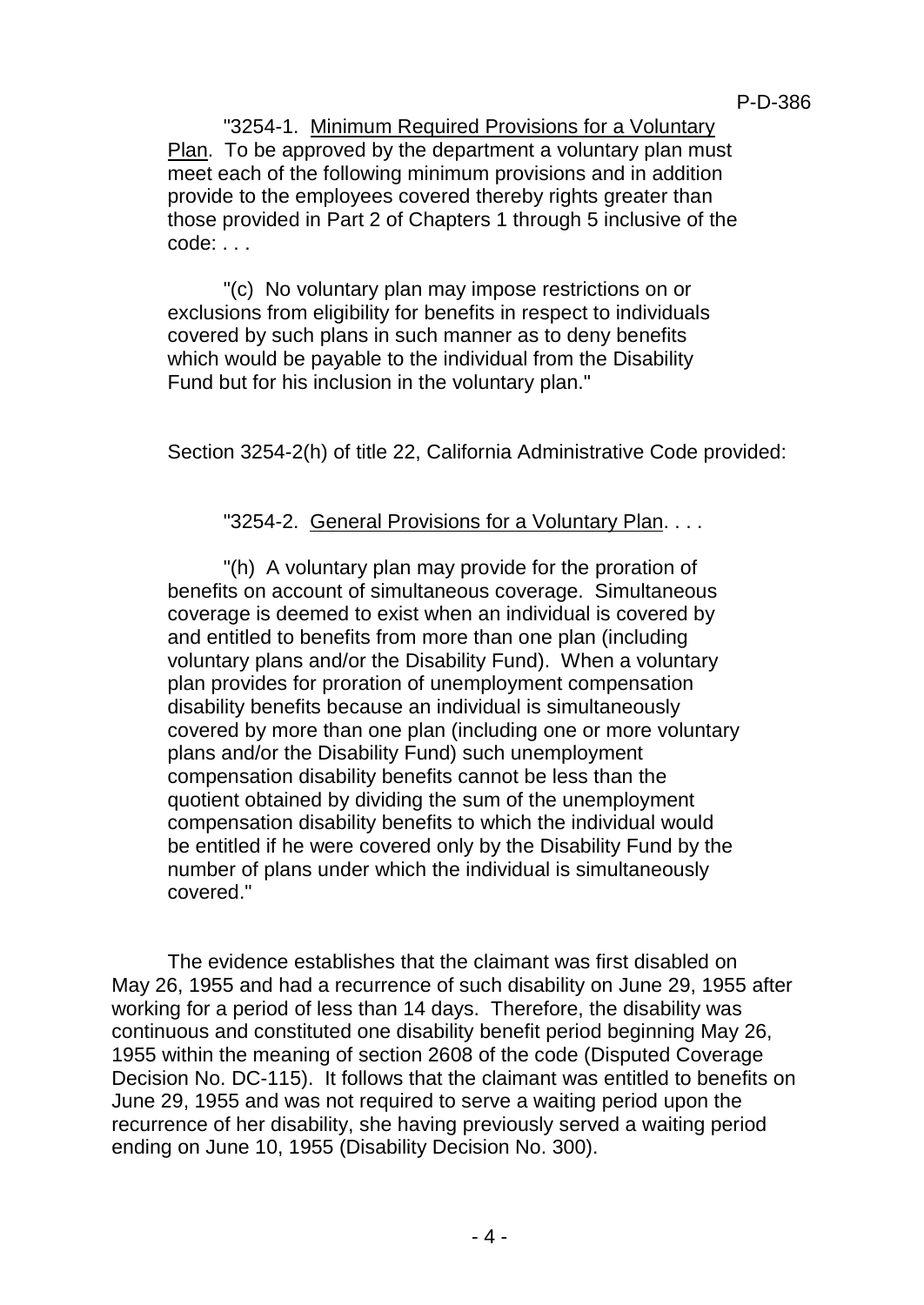"3254-1. <u>Minimum Required Provisions for a Voluntary Plan</u>. To be approved by the department a voluntary plan must meet each of the following minimum provisions and in addition provide to the employees covered thereby rights greater than those provided in Part 2 of Chapters 1 through 5 inclusive of the code: . . .

"(c) No voluntary plan may impose restrictions on or exclusions from eligibility for benefits in respect to individuals covered by such plans in such manner as to deny benefits which would be payable to the individual from the Disability Fund but for his inclusion in the voluntary plan."

Section 3254-2(h) of title 22, California Administrative Code provided:

"3254-2. <u>General Provisions for a Voluntary Plan</u>. . . .

"(h) A voluntary plan may provide for the proration of benefits on account of simultaneous coverage. Simultaneous coverage is deemed to exist when an individual is covered by and entitled to benefits from more than one plan (including voluntary plans and/or the Disability Fund). When a voluntary plan provides for proration of unemployment compensation disability benefits because an individual is simultaneously covered by more than one plan (including one or more voluntary plans and/or the Disability Fund) such unemployment compensation disability benefits cannot be less than the quotient obtained by dividing the sum of the unemployment compensation disability benefits to which the individual would be entitled if he were covered only by the Disability Fund by the number of plans under which the individual is simultaneously covered."

The evidence establishes that the claimant was first disabled on May 26, 1955 and had a recurrence of such disability on June 29, 1955 after working for a period of less than 14 days. Therefore, the disability was continuous and constituted one disability benefit period beginning May 26, 1955 within the meaning of section 2608 of the code (Disputed Coverage Decision No. DC-115). It follows that the claimant was entitled to benefits on June 29, 1955 and was not required to serve a waiting period upon the recurrence of her disability, she having previously served a waiting period ending on June 10, 1955 (Disability Decision No. 300).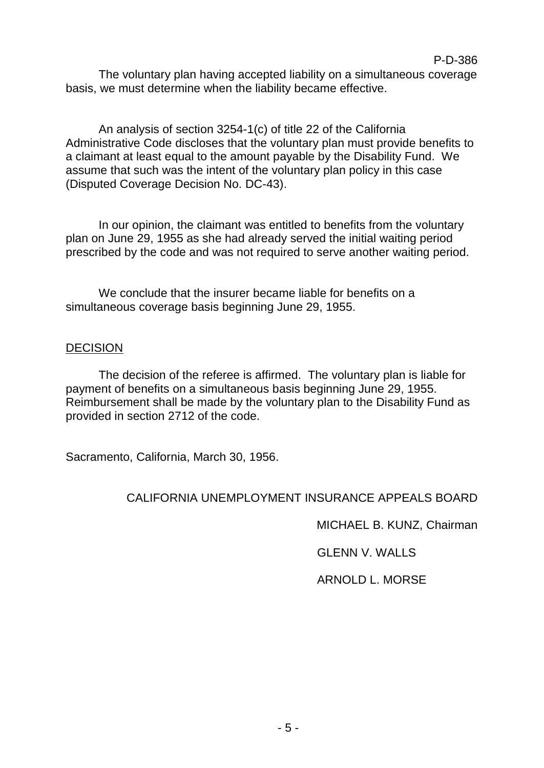The voluntary plan having accepted liability on a simultaneous coverage basis, we must determine when the liability became effective.

An analysis of section 3254-1(c) of title 22 of the California Administrative Code discloses that the voluntary plan must provide benefits to a claimant at least equal to the amount payable by the Disability Fund. We assume that such was the intent of the voluntary plan policy in this case (Disputed Coverage Decision No. DC-43).

In our opinion, the claimant was entitled to benefits from the voluntary plan on June 29, 1955 as she had already served the initial waiting period prescribed by the code and was not required to serve another waiting period.

We conclude that the insurer became liable for benefits on a simultaneous coverage basis beginning June 29, 1955.

## DECISION

The decision of the referee is affirmed. The voluntary plan is liable for payment of benefits on a simultaneous basis beginning June 29, 1955. Reimbursement shall be made by the voluntary plan to the Disability Fund as provided in section 2712 of the code.

Sacramento, California, March 30, 1956.

CALIFORNIA UNEMPLOYMENT INSURANCE APPEALS BOARD

MICHAEL B. KUNZ, Chairman

GLENN V. WALLS

ARNOLD L. MORSE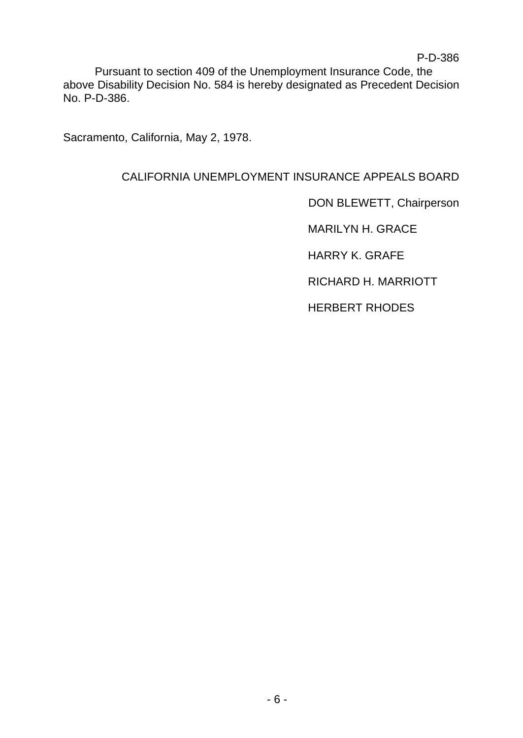P-D-386

Pursuant to section 409 of the Unemployment Insurance Code, the above Disability Decision No. 584 is hereby designated as Precedent Decision No. P-D-386.

Sacramento, California, May 2, 1978.

CALIFORNIA UNEMPLOYMENT INSURANCE APPEALS BOARD

DON BLEWETT, Chairperson

MARILYN H. GRACE

HARRY K. GRAFE

RICHARD H. MARRIOTT

HERBERT RHODES